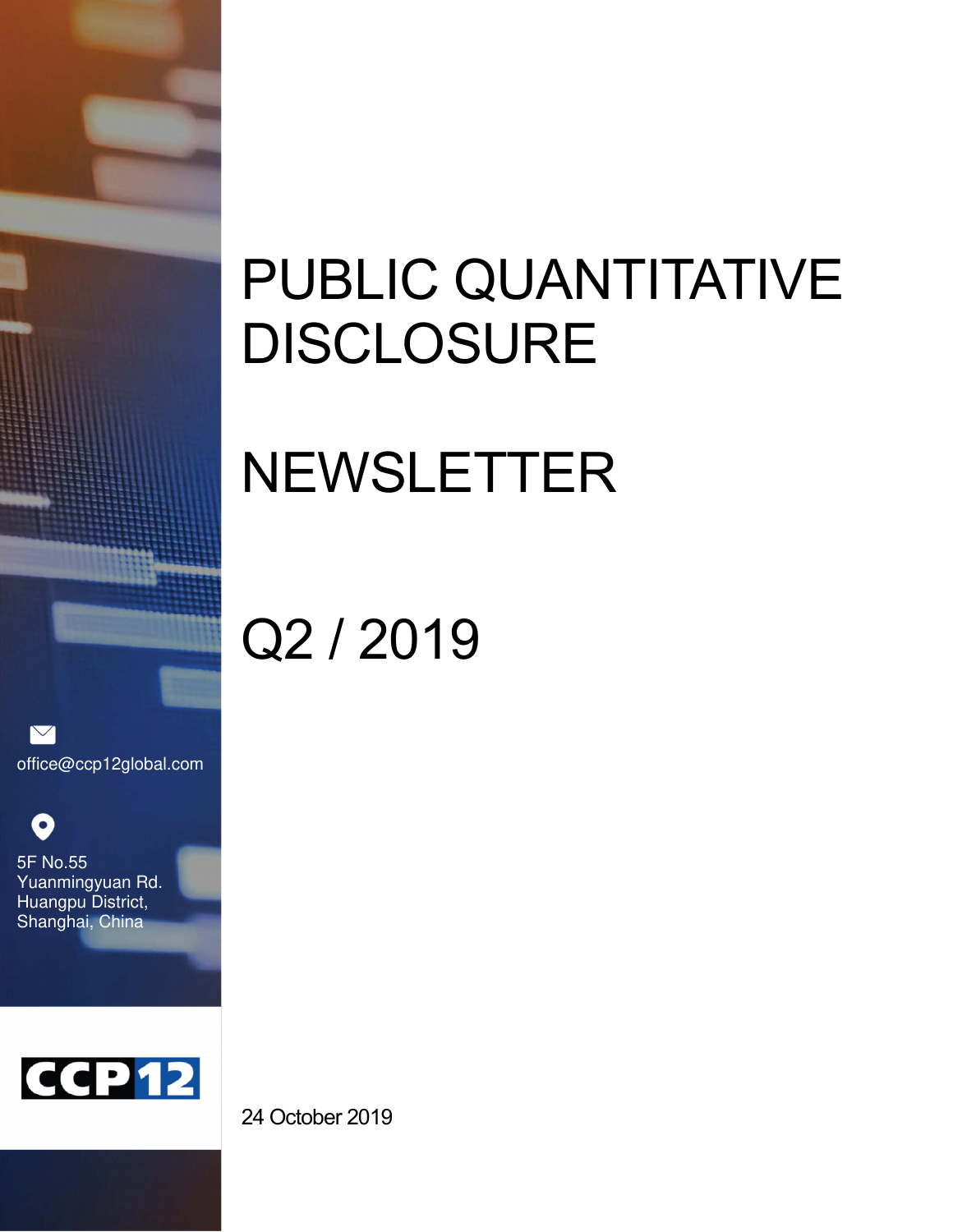# PUBLIC QUANTITATIVE DISCLOSURE

# NEWSLETTER

# Q2 / 2019

office@ccp12global.com

5F No.55
Yuanmingyuan Rd.
Huangpu District,
Shanghai, China

CCP12

24 October 2019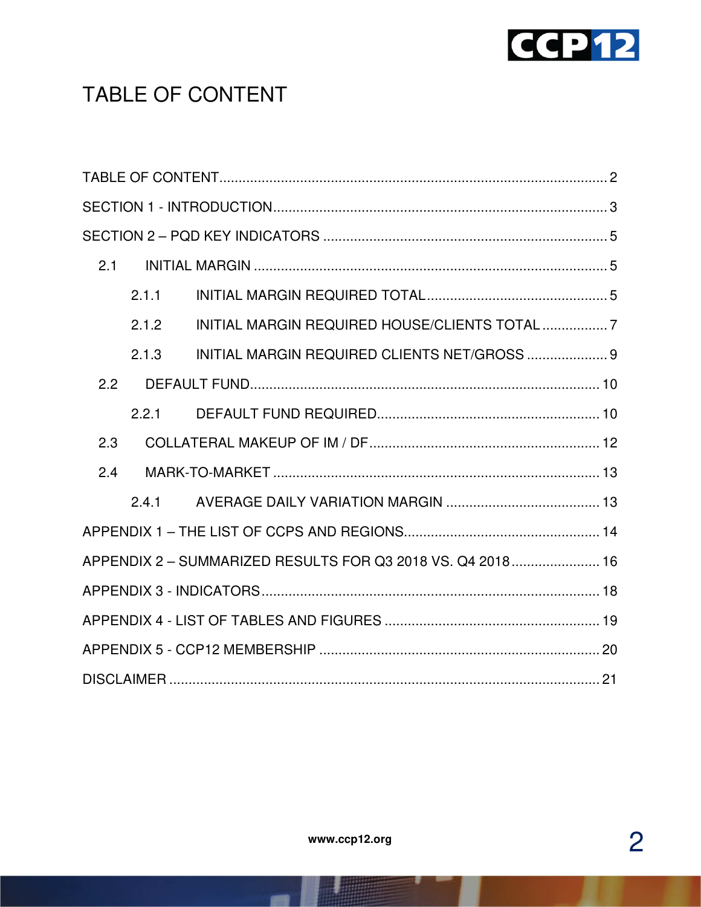# TABLE OF CONTENT

TABLE OF CONTENT ........................................................................................................ 2

SECTION 1 - INTRODUCTION ......................................................................................... 3

SECTION 2 – PQD KEY INDICATORS ............................................................................. 5

- 2.1 INITIAL MARGIN ............................................................................................... 5
  - 2.1.1 INITIAL MARGIN REQUIRED TOTAL ................................................. 5
  - 2.1.2 INITIAL MARGIN REQUIRED HOUSE/CLIENTS TOTAL ................. 7
  - 2.1.3 INITIAL MARGIN REQUIRED CLIENTS NET/GROSS ..................... 9
- 2.2 DEFAULT FUND ............................................................................................... 10
  - 2.2.1 DEFAULT FUND REQUIRED ............................................................ 10
- 2.3 COLLATERAL MAKEUP OF IM / DF ............................................................... 12
- 2.4 MARK-TO-MARKET ......................................................................................... 13
  - 2.4.1 AVERAGE DAILY VARIATION MARGIN ........................................... 13

APPENDIX 1 – THE LIST OF CCPS AND REGIONS ..................................................... 14

APPENDIX 2 – SUMMARIZED RESULTS FOR Q3 2018 VS. Q4 2018 ......................... 16

APPENDIX 3 - INDICATORS ........................................................................................... 18

APPENDIX 4 - LIST OF TABLES AND FIGURES .......................................................... 19

APPENDIX 5 - CCP12 MEMBERSHIP ............................................................................ 20

DISCLAIMER .................................................................................................................... 21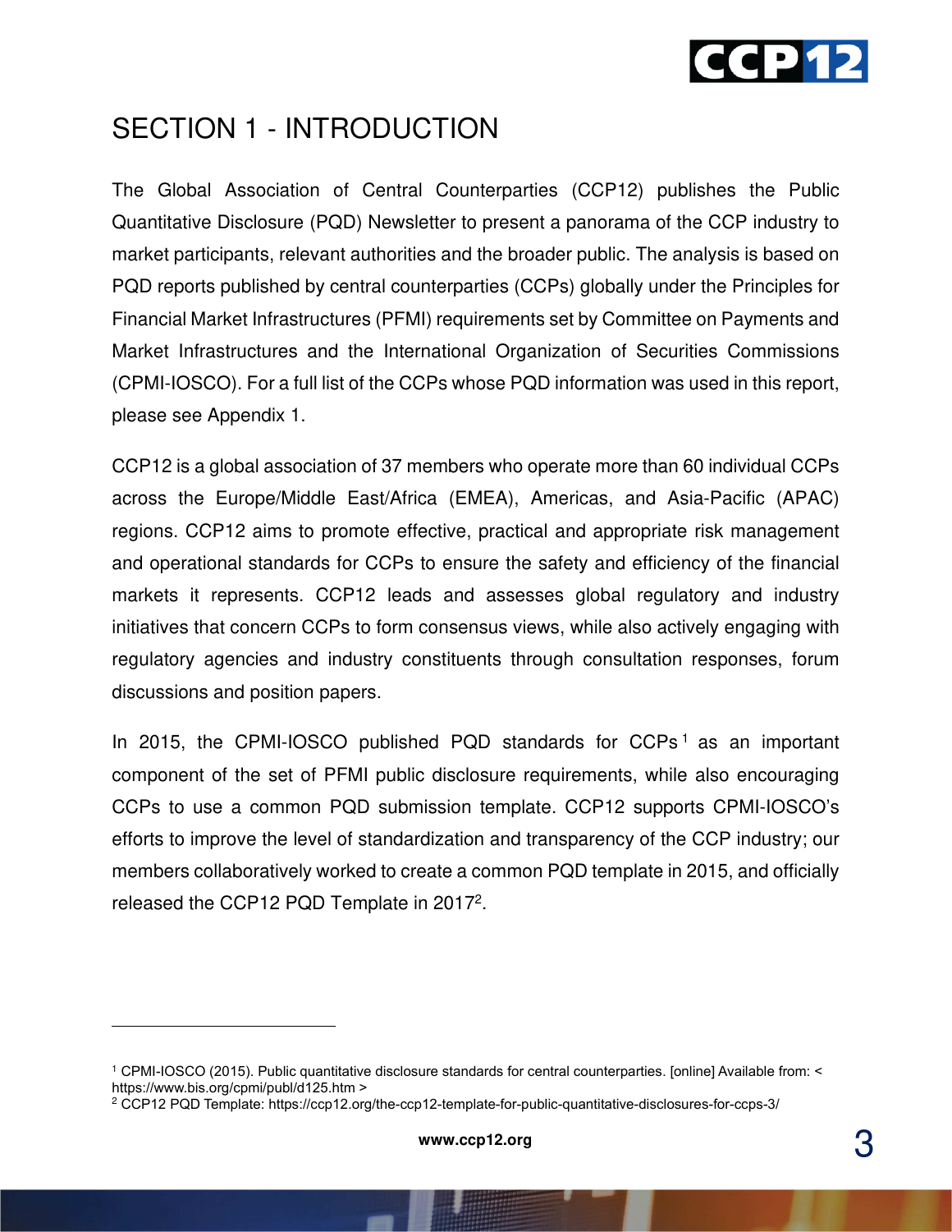# SECTION 1 - INTRODUCTION

The Global Association of Central Counterparties (CCP12) publishes the Public Quantitative Disclosure (PQD) Newsletter to present a panorama of the CCP industry to market participants, relevant authorities and the broader public. The analysis is based on PQD reports published by central counterparties (CCPs) globally under the Principles for Financial Market Infrastructures (PFMI) requirements set by Committee on Payments and Market Infrastructures and the International Organization of Securities Commissions (CPMI-IOSCO). For a full list of the CCPs whose PQD information was used in this report, please see Appendix 1.

CCP12 is a global association of 37 members who operate more than 60 individual CCPs across the Europe/Middle East/Africa (EMEA), Americas, and Asia-Pacific (APAC) regions. CCP12 aims to promote effective, practical and appropriate risk management and operational standards for CCPs to ensure the safety and efficiency of the financial markets it represents. CCP12 leads and assesses global regulatory and industry initiatives that concern CCPs to form consensus views, while also actively engaging with regulatory agencies and industry constituents through consultation responses, forum discussions and position papers.

In 2015, the CPMI-IOSCO published PQD standards for CCPs[1] as an important component of the set of PFMI public disclosure requirements, while also encouraging CCPs to use a common PQD submission template. CCP12 supports CPMI-IOSCO's efforts to improve the level of standardization and transparency of the CCP industry; our members collaboratively worked to create a common PQD template in 2015, and officially released the CCP12 PQD Template in 2017[2].

---

[1] CPMI-IOSCO (2015). Public quantitative disclosure standards for central counterparties. [online] Available from: < https://www.bis.org/cpmi/publ/d125.htm >

[2] CCP12 PQD Template: https://ccp12.org/the-ccp12-template-for-public-quantitative-disclosures-for-ccps-3/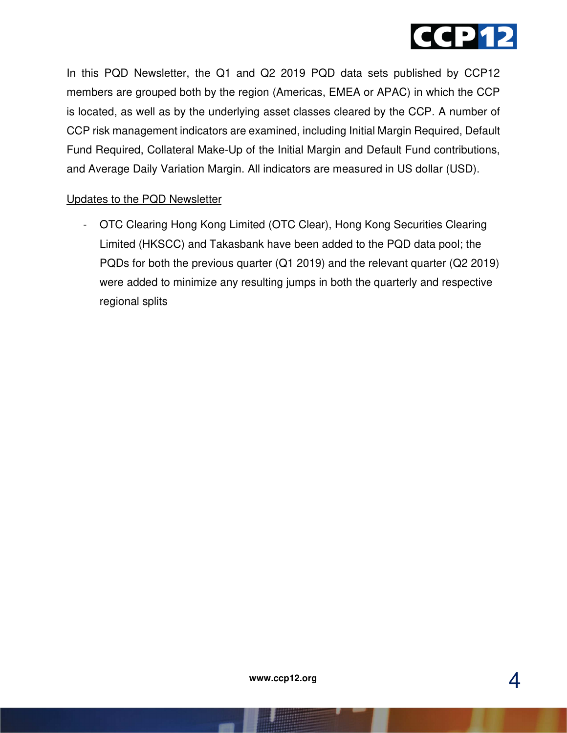In this PQD Newsletter, the Q1 and Q2 2019 PQD data sets published by CCP12 members are grouped both by the region (Americas, EMEA or APAC) in which the CCP is located, as well as by the underlying asset classes cleared by the CCP. A number of CCP risk management indicators are examined, including Initial Margin Required, Default Fund Required, Collateral Make-Up of the Initial Margin and Default Fund contributions, and Average Daily Variation Margin. All indicators are measured in US dollar (USD).

<u>Updates to the PQD Newsletter</u>

- OTC Clearing Hong Kong Limited (OTC Clear), Hong Kong Securities Clearing Limited (HKSCC) and Takasbank have been added to the PQD data pool; the PQDs for both the previous quarter (Q1 2019) and the relevant quarter (Q2 2019) were added to minimize any resulting jumps in both the quarterly and respective regional splits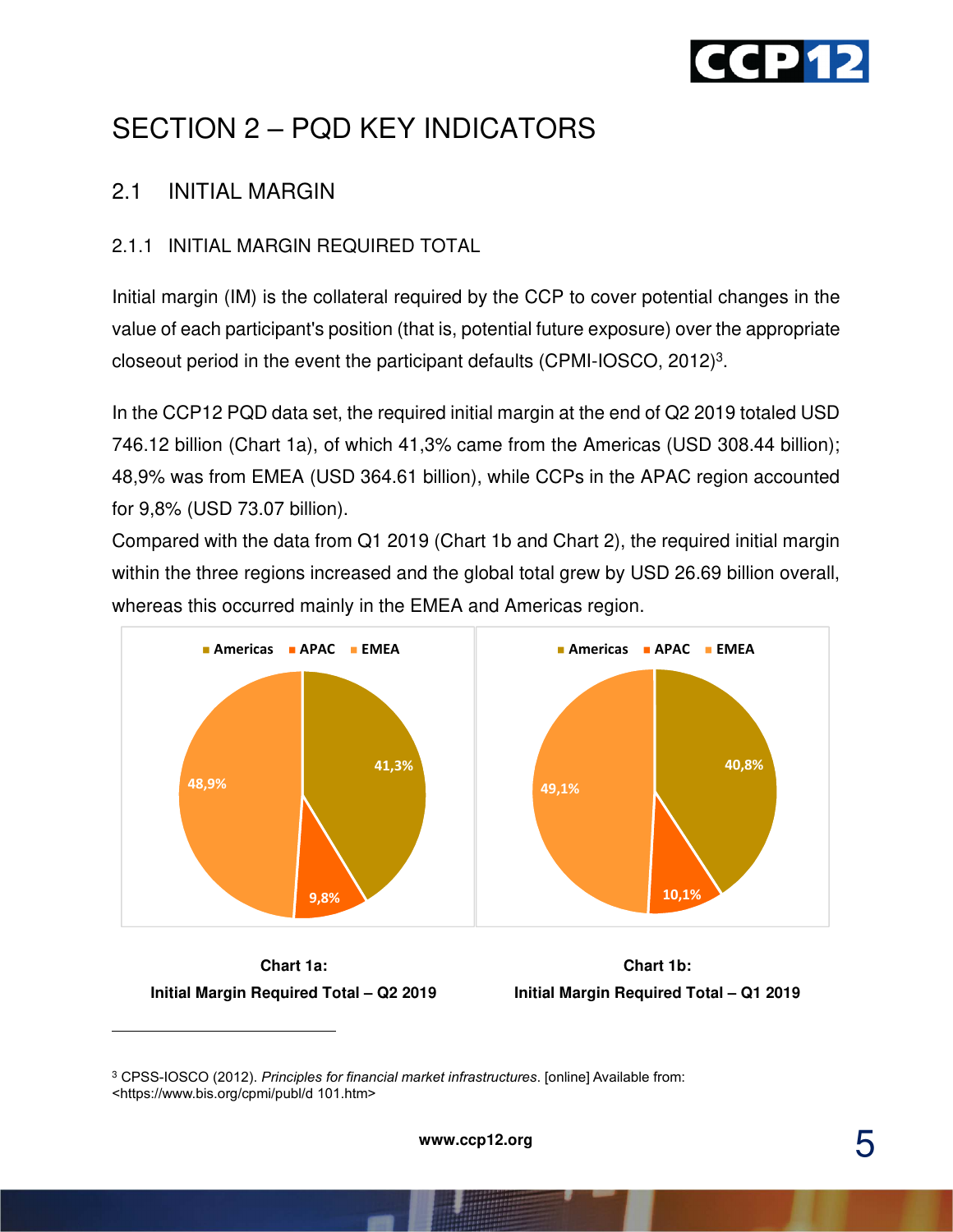# SECTION 2 – PQD KEY INDICATORS

## 2.1 INITIAL MARGIN

### 2.1.1 INITIAL MARGIN REQUIRED TOTAL

Initial margin (IM) is the collateral required by the CCP to cover potential changes in the value of each participant's position (that is, potential future exposure) over the appropriate closeout period in the event the participant defaults (CPMI-IOSCO, 2012)[3].

In the CCP12 PQD data set, the required initial margin at the end of Q2 2019 totaled USD 746.12 billion (Chart 1a), of which 41,3% came from the Americas (USD 308.44 billion); 48,9% was from EMEA (USD 364.61 billion), while CCPs in the APAC region accounted for 9,8% (USD 73.07 billion).
Compared with the data from Q1 2019 (Chart 1b and Chart 2), the required initial margin within the three regions increased and the global total grew by USD 26.69 billion overall, whereas this occurred mainly in the EMEA and Americas region.

| Region | Q2 2019 | Q1 2019 |
|---|---|---|
| Americas | 41,3% | 40,8% |
| APAC | 9,8% | 10,1% |
| EMEA | 48,9% | 49,1% |

**Chart 1a:**
**Initial Margin Required Total – Q2 2019**

**Chart 1b:**
**Initial Margin Required Total – Q1 2019**

[3] CPSS-IOSCO (2012). *Principles for financial market infrastructures*. [online] Available from: <https://www.bis.org/cpmi/publ/d 101.htm>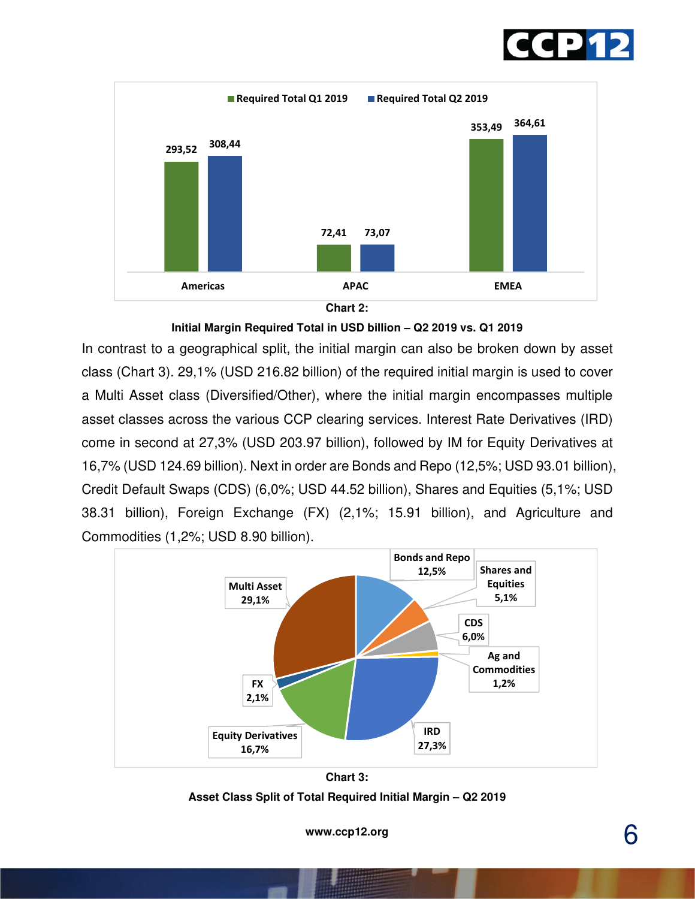| | Required Total Q1 2019 | Required Total Q2 2019 |
|---|---|---|
| Americas | 293,52 | 308,44 |
| APAC | 72,41 | 73,07 |
| EMEA | 353,49 | 364,61 |

**Chart 2:**

**Initial Margin Required Total in USD billion – Q2 2019 vs. Q1 2019**

In contrast to a geographical split, the initial margin can also be broken down by asset class (Chart 3). 29,1% (USD 216.82 billion) of the required initial margin is used to cover a Multi Asset class (Diversified/Other), where the initial margin encompasses multiple asset classes across the various CCP clearing services. Interest Rate Derivatives (IRD) come in second at 27,3% (USD 203.97 billion), followed by IM for Equity Derivatives at 16,7% (USD 124.69 billion). Next in order are Bonds and Repo (12,5%; USD 93.01 billion), Credit Default Swaps (CDS) (6,0%; USD 44.52 billion), Shares and Equities (5,1%; USD 38.31 billion), Foreign Exchange (FX) (2,1%; 15.91 billion), and Agriculture and Commodities (1,2%; USD 8.90 billion).

| Asset Class | Share |
|---|---|
| Multi Asset | 29,1% |
| IRD | 27,3% |
| Equity Derivatives | 16,7% |
| Bonds and Repo | 12,5% |
| CDS | 6,0% |
| Shares and Equities | 5,1% |
| FX | 2,1% |
| Ag and Commodities | 1,2% |

**Chart 3:**

**Asset Class Split of Total Required Initial Margin – Q2 2019**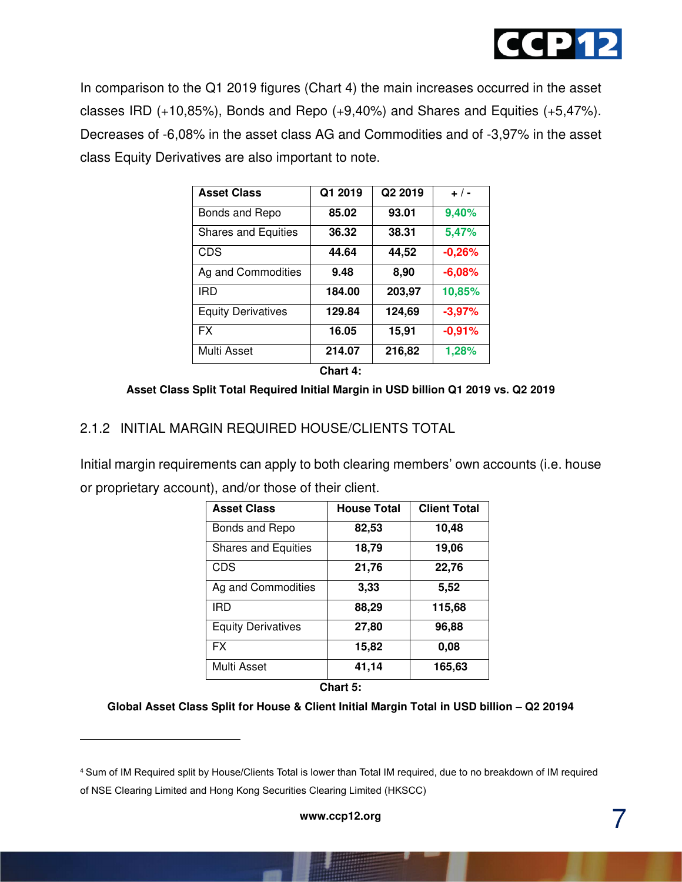In comparison to the Q1 2019 figures (Chart 4) the main increases occurred in the asset classes IRD (+10,85%), Bonds and Repo (+9,40%) and Shares and Equities (+5,47%). Decreases of -6,08% in the asset class AG and Commodities and of -3,97% in the asset class Equity Derivatives are also important to note.

| Asset Class | Q1 2019 | Q2 2019 | + / - |
|---|---|---|---|
| Bonds and Repo | 85.02 | 93.01 | 9,40% |
| Shares and Equities | 36.32 | 38.31 | 5,47% |
| CDS | 44.64 | 44,52 | -0,26% |
| Ag and Commodities | 9.48 | 8,90 | -6,08% |
| IRD | 184.00 | 203,97 | 10,85% |
| Equity Derivatives | 129.84 | 124,69 | -3,97% |
| FX | 16.05 | 15,91 | -0,91% |
| Multi Asset | 214.07 | 216,82 | 1,28% |

**Chart 4:**

**Asset Class Split Total Required Initial Margin in USD billion Q1 2019 vs. Q2 2019**

### 2.1.2 INITIAL MARGIN REQUIRED HOUSE/CLIENTS TOTAL

Initial margin requirements can apply to both clearing members' own accounts (i.e. house or proprietary account), and/or those of their client.

| Asset Class | House Total | Client Total |
|---|---|---|
| Bonds and Repo | 82,53 | 10,48 |
| Shares and Equities | 18,79 | 19,06 |
| CDS | 21,76 | 22,76 |
| Ag and Commodities | 3,33 | 5,52 |
| IRD | 88,29 | 115,68 |
| Equity Derivatives | 27,80 | 96,88 |
| FX | 15,82 | 0,08 |
| Multi Asset | 41,14 | 165,63 |

**Chart 5:**

**Global Asset Class Split for House & Client Initial Margin Total in USD billion – Q2 2019[4]**

[4] Sum of IM Required split by House/Clients Total is lower than Total IM required, due to no breakdown of IM required of NSE Clearing Limited and Hong Kong Securities Clearing Limited (HKSCC)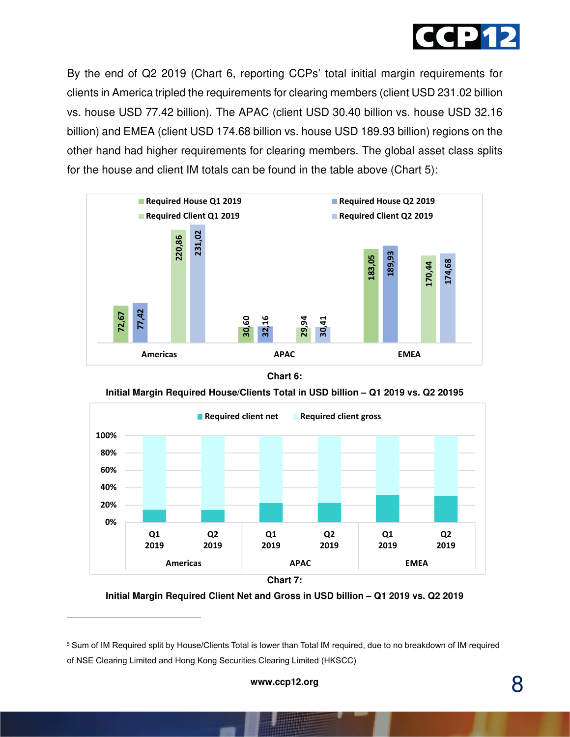By the end of Q2 2019 (Chart 6, reporting CCPs' total initial margin requirements for clients in America tripled the requirements for clearing members (client USD 231.02 billion vs. house USD 77.42 billion). The APAC (client USD 30.40 billion vs. house USD 32.16 billion) and EMEA (client USD 174.68 billion vs. house USD 189.93 billion) regions on the other hand had higher requirements for clearing members. The global asset class splits for the house and client IM totals can be found in the table above (Chart 5):

| | Required House Q1 2019 | Required House Q2 2019 | Required Client Q1 2019 | Required Client Q2 2019 |
|---|---|---|---|---|
| Americas | 72,67 | 77,42 | 220,86 | 231,02 |
| APAC | 30,60 | 32,16 | 29,94 | 30,41 |
| EMEA | 183,05 | 189,93 | 170,44 | 174,68 |

**Chart 6:**
**Initial Margin Required House/Clients Total in USD billion – Q1 2019 vs. Q2 2019**[5]

**Chart 7:**
**Initial Margin Required Client Net and Gross in USD billion – Q1 2019 vs. Q2 2019**

---

[5] Sum of IM Required split by House/Clients Total is lower than Total IM required, due to no breakdown of IM required of NSE Clearing Limited and Hong Kong Securities Clearing Limited (HKSCC)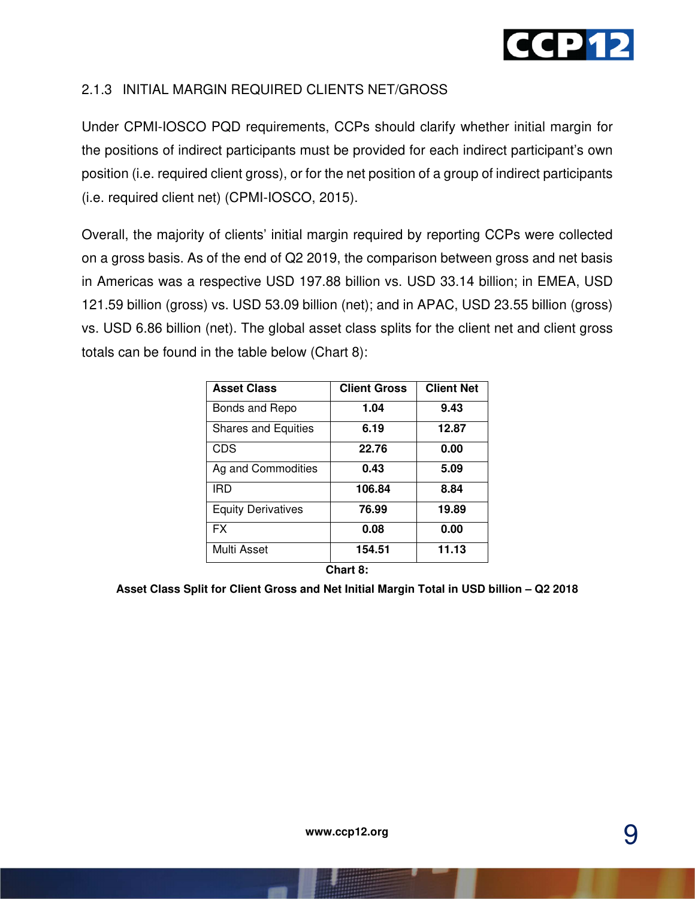### 2.1.3 INITIAL MARGIN REQUIRED CLIENTS NET/GROSS

Under CPMI-IOSCO PQD requirements, CCPs should clarify whether initial margin for the positions of indirect participants must be provided for each indirect participant's own position (i.e. required client gross), or for the net position of a group of indirect participants (i.e. required client net) (CPMI-IOSCO, 2015).

Overall, the majority of clients' initial margin required by reporting CCPs were collected on a gross basis. As of the end of Q2 2019, the comparison between gross and net basis in Americas was a respective USD 197.88 billion vs. USD 33.14 billion; in EMEA, USD 121.59 billion (gross) vs. USD 53.09 billion (net); and in APAC, USD 23.55 billion (gross) vs. USD 6.86 billion (net). The global asset class splits for the client net and client gross totals can be found in the table below (Chart 8):

| Asset Class | Client Gross | Client Net |
|---|---|---|
| Bonds and Repo | **1.04** | **9.43** |
| Shares and Equities | **6.19** | **12.87** |
| CDS | **22.76** | **0.00** |
| Ag and Commodities | **0.43** | **5.09** |
| IRD | **106.84** | **8.84** |
| Equity Derivatives | **76.99** | **19.89** |
| FX | **0.08** | **0.00** |
| Multi Asset | **154.51** | **11.13** |

**Chart 8:**

**Asset Class Split for Client Gross and Net Initial Margin Total in USD billion – Q2 2018**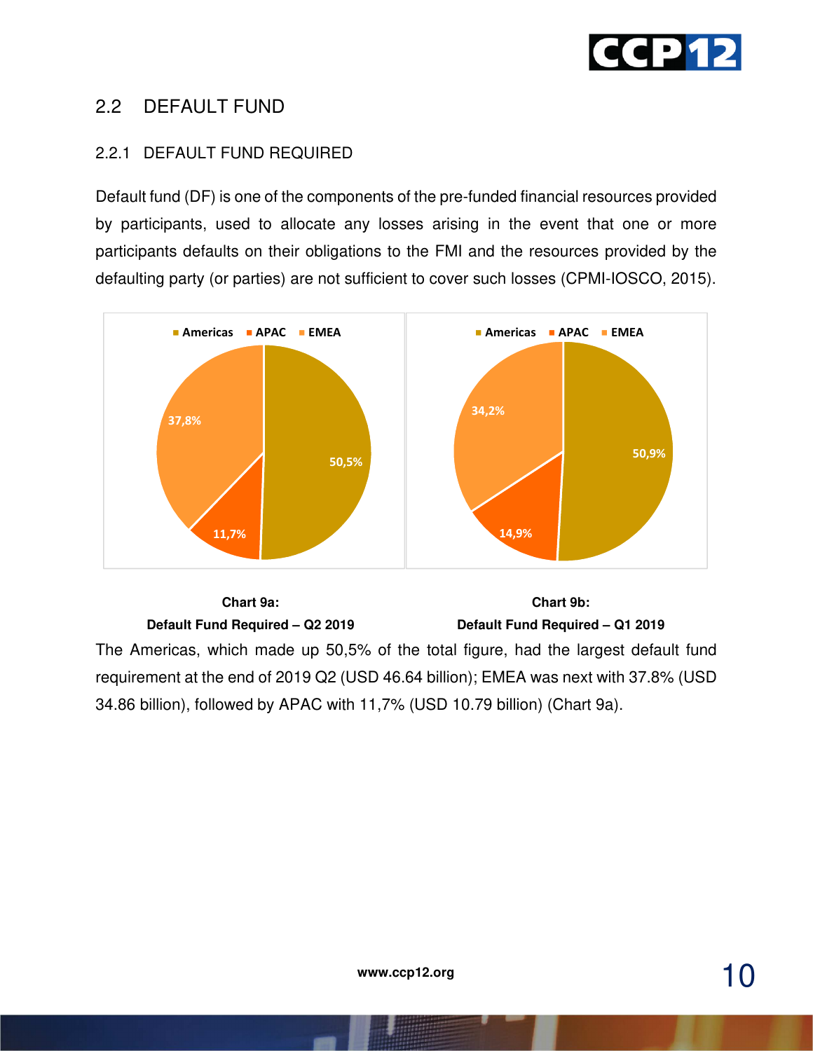## 2.2 DEFAULT FUND

### 2.2.1 DEFAULT FUND REQUIRED

Default fund (DF) is one of the components of the pre-funded financial resources provided by participants, used to allocate any losses arising in the event that one or more participants defaults on their obligations to the FMI and the resources provided by the defaulting party (or parties) are not sufficient to cover such losses (CPMI-IOSCO, 2015).

**Chart 9a:**
**Default Fund Required – Q2 2019**

| Region | Share |
|---|---|
| Americas | 50,5% |
| APAC | 11,7% |
| EMEA | 37,8% |

**Chart 9b:**
**Default Fund Required – Q1 2019**

| Region | Share |
|---|---|
| Americas | 50,9% |
| APAC | 14,9% |
| EMEA | 34,2% |

The Americas, which made up 50,5% of the total figure, had the largest default fund requirement at the end of 2019 Q2 (USD 46.64 billion); EMEA was next with 37.8% (USD 34.86 billion), followed by APAC with 11,7% (USD 10.79 billion) (Chart 9a).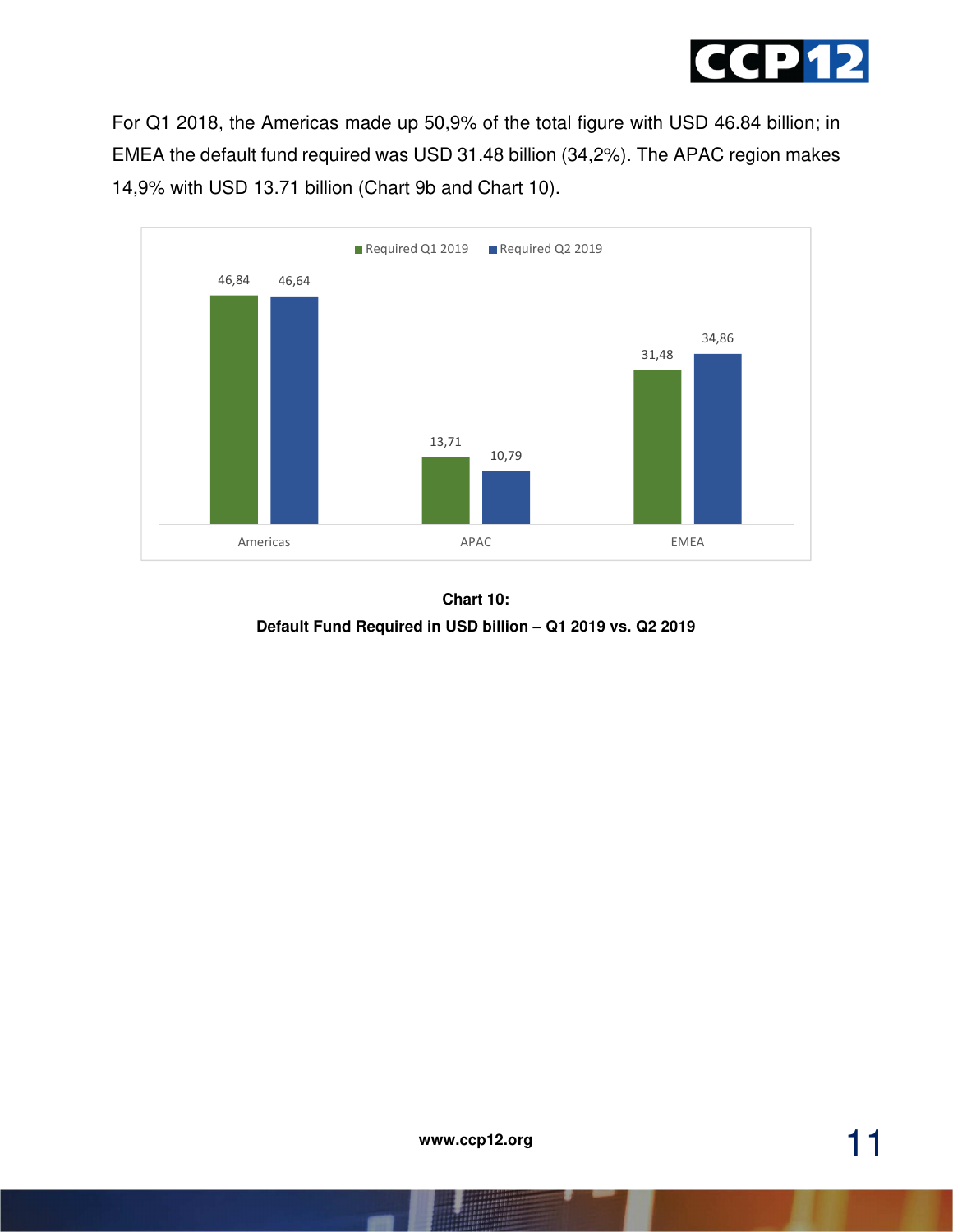For Q1 2018, the Americas made up 50,9% of the total figure with USD 46.84 billion; in EMEA the default fund required was USD 31.48 billion (34,2%). The APAC region makes 14,9% with USD 13.71 billion (Chart 9b and Chart 10).

| | Required Q1 2019 | Required Q2 2019 |
|---|---|---|
| Americas | 46,84 | 46,64 |
| APAC | 13,71 | 10,79 |
| EMEA | 31,48 | 34,86 |

**Chart 10:**

**Default Fund Required in USD billion – Q1 2019 vs. Q2 2019**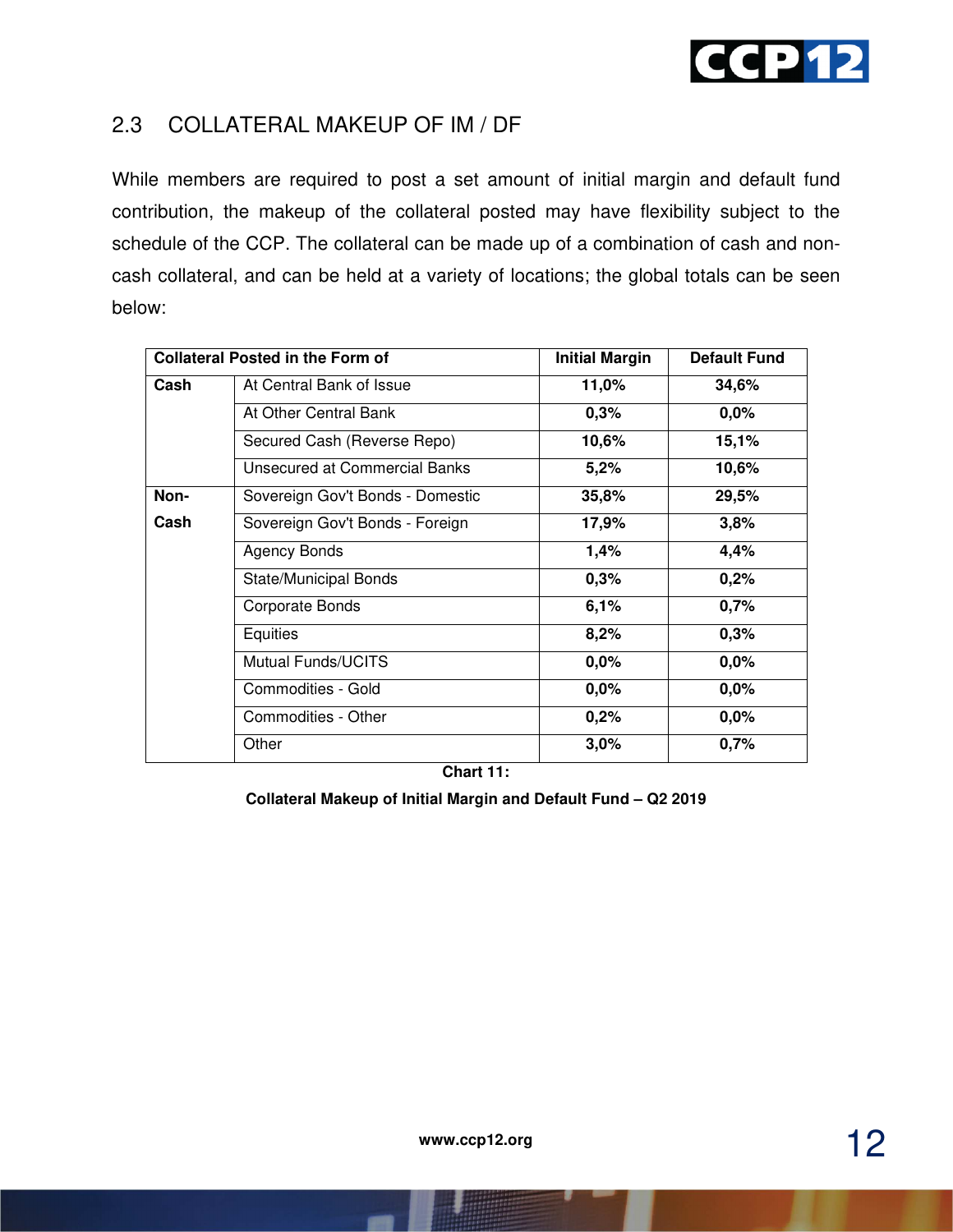## 2.3 COLLATERAL MAKEUP OF IM / DF

While members are required to post a set amount of initial margin and default fund contribution, the makeup of the collateral posted may have flexibility subject to the schedule of the CCP. The collateral can be made up of a combination of cash and non-cash collateral, and can be held at a variety of locations; the global totals can be seen below:

| Collateral Posted in the Form of | | Initial Margin | Default Fund |
|---|---|---|---|
| **Cash** | At Central Bank of Issue | **11,0%** | **34,6%** |
| | At Other Central Bank | **0,3%** | **0,0%** |
| | Secured Cash (Reverse Repo) | **10,6%** | **15,1%** |
| | Unsecured at Commercial Banks | **5,2%** | **10,6%** |
| **Non-Cash** | Sovereign Gov't Bonds - Domestic | **35,8%** | **29,5%** |
| | Sovereign Gov't Bonds - Foreign | **17,9%** | **3,8%** |
| | Agency Bonds | **1,4%** | **4,4%** |
| | State/Municipal Bonds | **0,3%** | **0,2%** |
| | Corporate Bonds | **6,1%** | **0,7%** |
| | Equities | **8,2%** | **0,3%** |
| | Mutual Funds/UCITS | **0,0%** | **0,0%** |
| | Commodities - Gold | **0,0%** | **0,0%** |
| | Commodities - Other | **0,2%** | **0,0%** |
| | Other | **3,0%** | **0,7%** |

**Chart 11:**

**Collateral Makeup of Initial Margin and Default Fund – Q2 2019**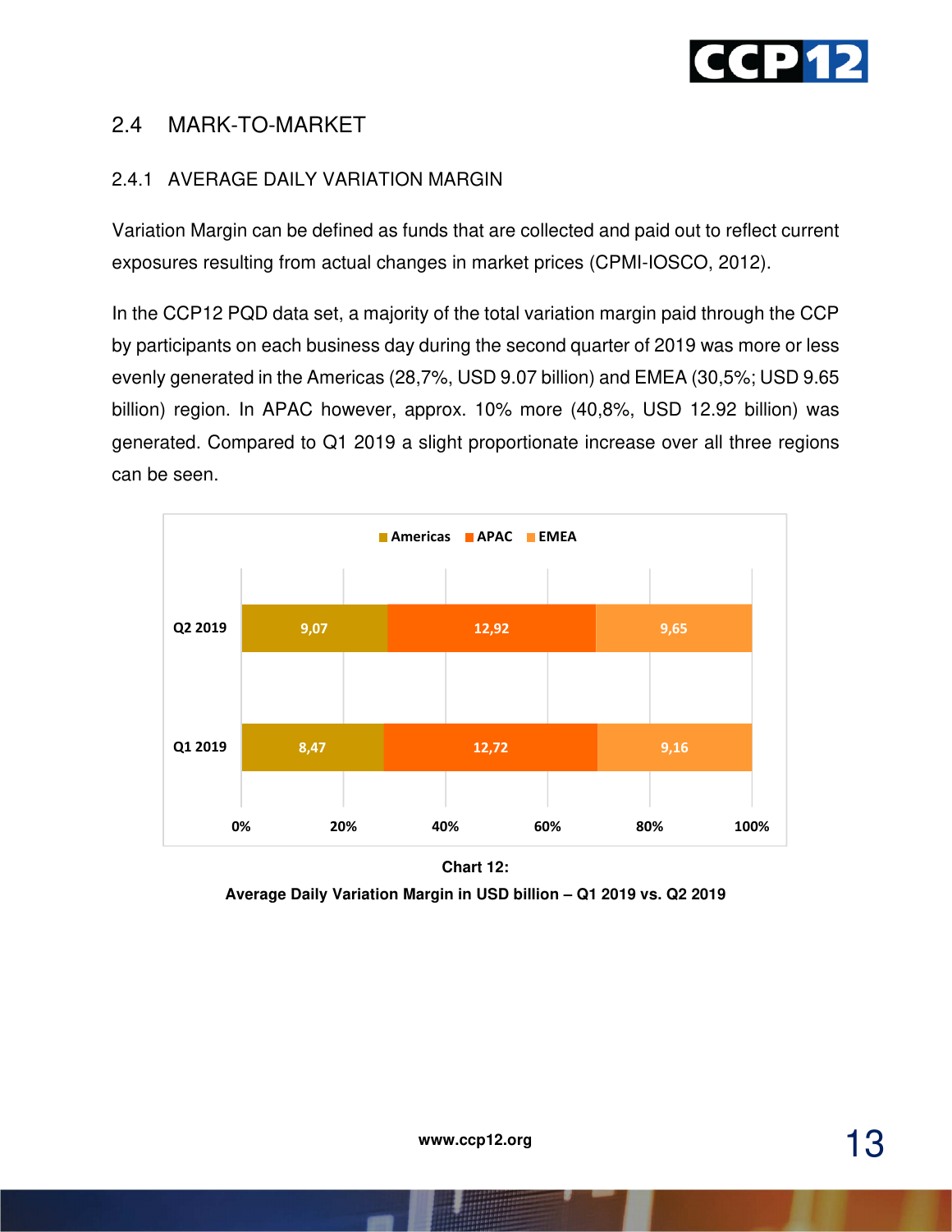## 2.4 MARK-TO-MARKET

### 2.4.1 AVERAGE DAILY VARIATION MARGIN

Variation Margin can be defined as funds that are collected and paid out to reflect current exposures resulting from actual changes in market prices (CPMI-IOSCO, 2012).

In the CCP12 PQD data set, a majority of the total variation margin paid through the CCP by participants on each business day during the second quarter of 2019 was more or less evenly generated in the Americas (28,7%, USD 9.07 billion) and EMEA (30,5%; USD 9.65 billion) region. In APAC however, approx. 10% more (40,8%, USD 12.92 billion) was generated. Compared to Q1 2019 a slight proportionate increase over all three regions can be seen.

| | Americas | APAC | EMEA |
|---|---|---|---|
| Q2 2019 | 9,07 | 12,92 | 9,65 |
| Q1 2019 | 8,47 | 12,72 | 9,16 |

**Chart 12:**

**Average Daily Variation Margin in USD billion – Q1 2019 vs. Q2 2019**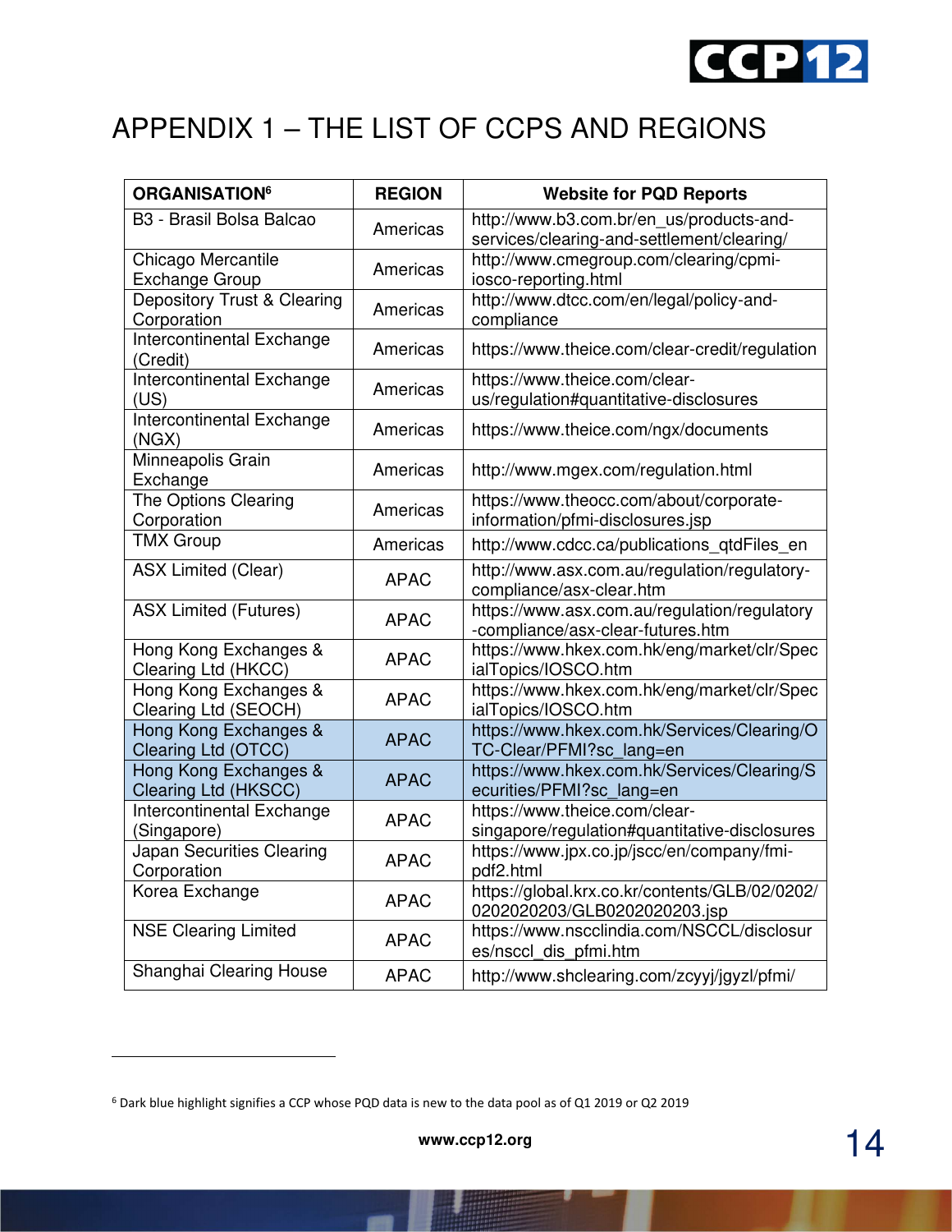# APPENDIX 1 – THE LIST OF CCPS AND REGIONS

| ORGANISATION[6] | REGION | Website for PQD Reports |
|---|---|---|
| B3 - Brasil Bolsa Balcao | Americas | http://www.b3.com.br/en_us/products-and-services/clearing-and-settlement/clearing/ |
| Chicago Mercantile Exchange Group | Americas | http://www.cmegroup.com/clearing/cpmi-iosco-reporting.html |
| Depository Trust & Clearing Corporation | Americas | http://www.dtcc.com/en/legal/policy-and-compliance |
| Intercontinental Exchange (Credit) | Americas | https://www.theice.com/clear-credit/regulation |
| Intercontinental Exchange (US) | Americas | https://www.theice.com/clear-us/regulation#quantitative-disclosures |
| Intercontinental Exchange (NGX) | Americas | https://www.theice.com/ngx/documents |
| Minneapolis Grain Exchange | Americas | http://www.mgex.com/regulation.html |
| The Options Clearing Corporation | Americas | https://www.theocc.com/about/corporate-information/pfmi-disclosures.jsp |
| TMX Group | Americas | http://www.cdcc.ca/publications_qtdFiles_en |
| ASX Limited (Clear) | APAC | http://www.asx.com.au/regulation/regulatory-compliance/asx-clear.htm |
| ASX Limited (Futures) | APAC | https://www.asx.com.au/regulation/regulatory-compliance/asx-clear-futures.htm |
| Hong Kong Exchanges & Clearing Ltd (HKCC) | APAC | https://www.hkex.com.hk/eng/market/clr/SpecialTopics/IOSCO.htm |
| Hong Kong Exchanges & Clearing Ltd (SEOCH) | APAC | https://www.hkex.com.hk/eng/market/clr/SpecialTopics/IOSCO.htm |
| Hong Kong Exchanges & Clearing Ltd (OTCC) | APAC | https://www.hkex.com.hk/Services/Clearing/OTC-Clear/PFMI?sc_lang=en |
| Hong Kong Exchanges & Clearing Ltd (HKSCC) | APAC | https://www.hkex.com.hk/Services/Clearing/Securities/PFMI?sc_lang=en |
| Intercontinental Exchange (Singapore) | APAC | https://www.theice.com/clear-singapore/regulation#quantitative-disclosures |
| Japan Securities Clearing Corporation | APAC | https://www.jpx.co.jp/jscc/en/company/fmi-pdf2.html |
| Korea Exchange | APAC | https://global.krx.co.kr/contents/GLB/02/0202/0202020203/GLB0202020203.jsp |
| NSE Clearing Limited | APAC | https://www.nscclindia.com/NSCCL/disclosures/nsccl_dis_pfmi.htm |
| Shanghai Clearing House | APAC | http://www.shclearing.com/zcyyj/jgyzl/pfmi/ |

[6] Dark blue highlight signifies a CCP whose PQD data is new to the data pool as of Q1 2019 or Q2 2019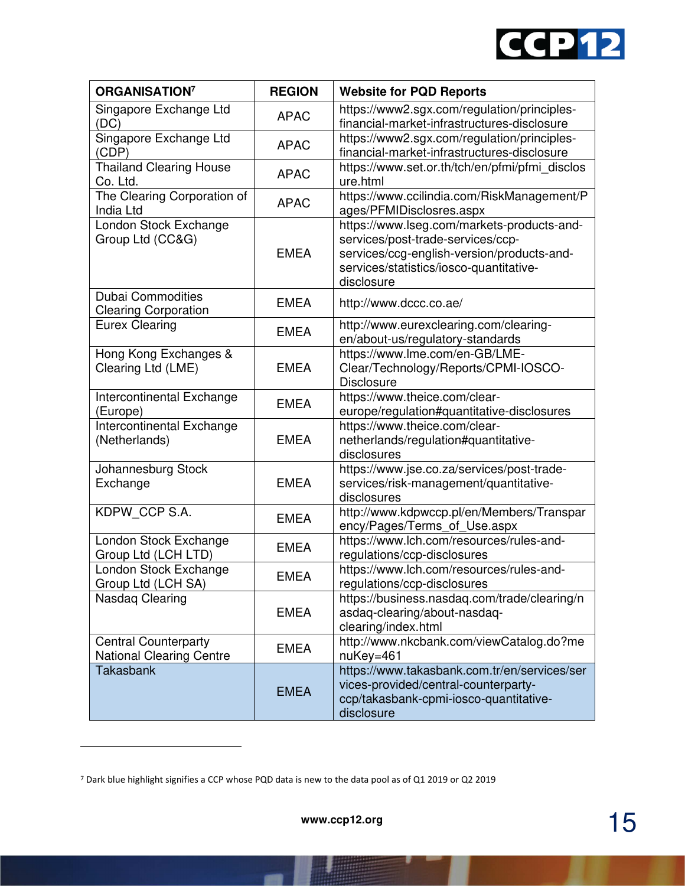| ORGANISATION[7] | REGION | Website for PQD Reports |
|---|---|---|
| Singapore Exchange Ltd (DC) | APAC | https://www2.sgx.com/regulation/principles-financial-market-infrastructures-disclosure |
| Singapore Exchange Ltd (CDP) | APAC | https://www2.sgx.com/regulation/principles-financial-market-infrastructures-disclosure |
| Thailand Clearing House Co. Ltd. | APAC | https://www.set.or.th/tch/en/pfmi/pfmi_disclosure.html |
| The Clearing Corporation of India Ltd | APAC | https://www.ccilindia.com/RiskManagement/Pages/PFMIDisclosres.aspx |
| London Stock Exchange Group Ltd (CC&G) | EMEA | https://www.lseg.com/markets-products-and-services/post-trade-services/ccp-services/ccg-english-version/products-and-services/statistics/iosco-quantitative-disclosure |
| Dubai Commodities Clearing Corporation | EMEA | http://www.dccc.co.ae/ |
| Eurex Clearing | EMEA | http://www.eurexclearing.com/clearing-en/about-us/regulatory-standards |
| Hong Kong Exchanges & Clearing Ltd (LME) | EMEA | https://www.lme.com/en-GB/LME-Clear/Technology/Reports/CPMI-IOSCO-Disclosure |
| Intercontinental Exchange (Europe) | EMEA | https://www.theice.com/clear-europe/regulation#quantitative-disclosures |
| Intercontinental Exchange (Netherlands) | EMEA | https://www.theice.com/clear-netherlands/regulation#quantitative-disclosures |
| Johannesburg Stock Exchange | EMEA | https://www.jse.co.za/services/post-trade-services/risk-management/quantitative-disclosures |
| KDPW_CCP S.A. | EMEA | http://www.kdpwccp.pl/en/Members/Transparency/Pages/Terms_of_Use.aspx |
| London Stock Exchange Group Ltd (LCH LTD) | EMEA | https://www.lch.com/resources/rules-and-regulations/ccp-disclosures |
| London Stock Exchange Group Ltd (LCH SA) | EMEA | https://www.lch.com/resources/rules-and-regulations/ccp-disclosures |
| Nasdaq Clearing | EMEA | https://business.nasdaq.com/trade/clearing/nasdaq-clearing/about-nasdaq-clearing/index.html |
| Central Counterparty National Clearing Centre | EMEA | http://www.nkcbank.com/viewCatalog.do?menuKey=461 |
| Takasbank | EMEA | https://www.takasbank.com.tr/en/services/services-provided/central-counterparty-ccp/takasbank-cpmi-iosco-quantitative-disclosure |

[7] Dark blue highlight signifies a CCP whose PQD data is new to the data pool as of Q1 2019 or Q2 2019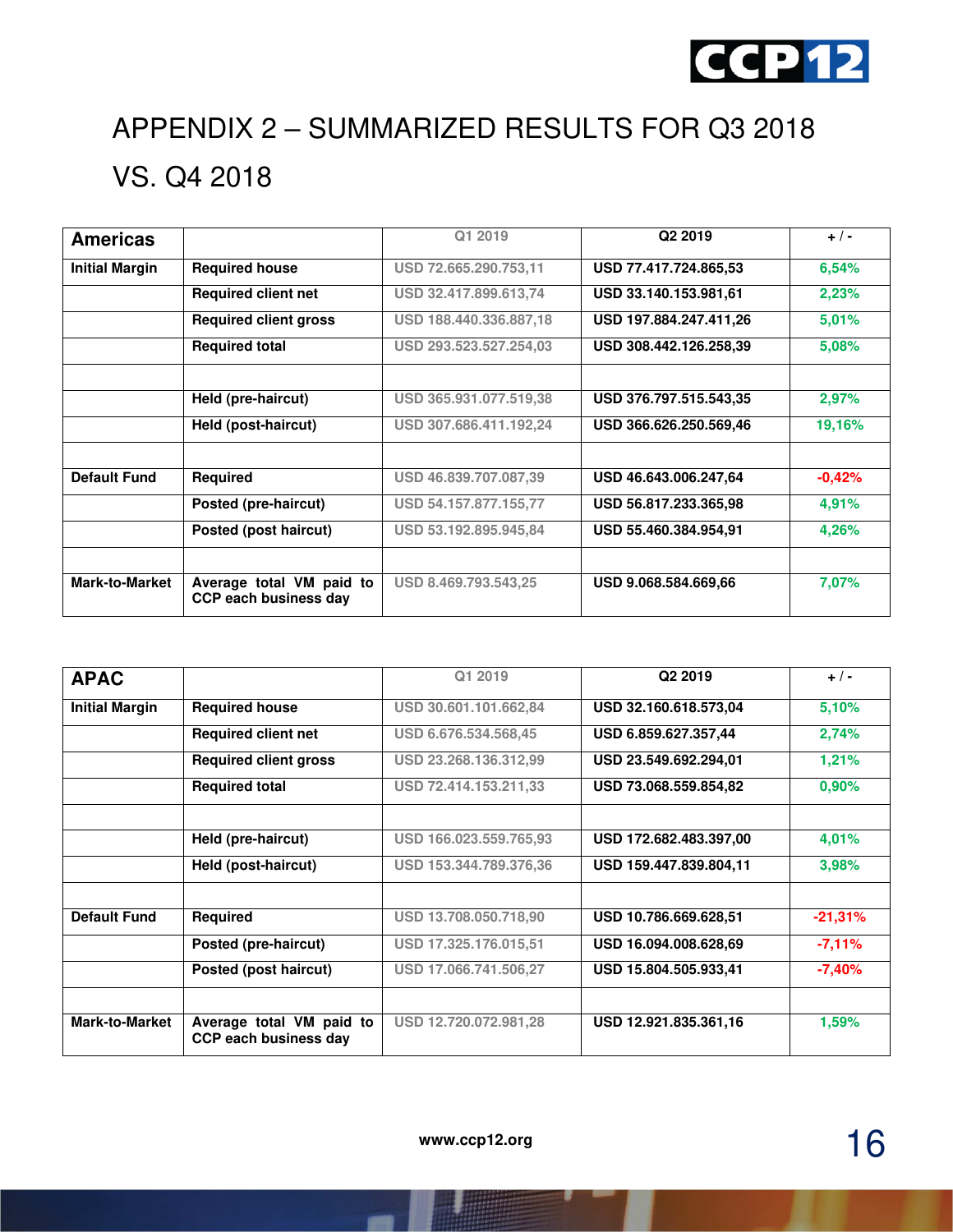# APPENDIX 2 – SUMMARIZED RESULTS FOR Q3 2018 VS. Q4 2018

| Americas | | Q1 2019 | Q2 2019 | + / - |
|---|---|---|---|---|
| Initial Margin | Required house | USD 72.665.290.753,11 | USD 77.417.724.865,53 | 6,54% |
| | Required client net | USD 32.417.899.613,74 | USD 33.140.153.981,61 | 2,23% |
| | Required client gross | USD 188.440.336.887,18 | USD 197.884.247.411,26 | 5,01% |
| | Required total | USD 293.523.527.254,03 | USD 308.442.126.258,39 | 5,08% |
| | | | | |
| | Held (pre-haircut) | USD 365.931.077.519,38 | USD 376.797.515.543,35 | 2,97% |
| | Held (post-haircut) | USD 307.686.411.192,24 | USD 366.626.250.569,46 | 19,16% |
| | | | | |
| Default Fund | Required | USD 46.839.707.087,39 | USD 46.643.006.247,64 | -0,42% |
| | Posted (pre-haircut) | USD 54.157.877.155,77 | USD 56.817.233.365,98 | 4,91% |
| | Posted (post haircut) | USD 53.192.895.945,84 | USD 55.460.384.954,91 | 4,26% |
| | | | | |
| Mark-to-Market | Average total VM paid to CCP each business day | USD 8.469.793.543,25 | USD 9.068.584.669,66 | 7,07% |

| APAC | | Q1 2019 | Q2 2019 | + / - |
|---|---|---|---|---|
| Initial Margin | Required house | USD 30.601.101.662,84 | USD 32.160.618.573,04 | 5,10% |
| | Required client net | USD 6.676.534.568,45 | USD 6.859.627.357,44 | 2,74% |
| | Required client gross | USD 23.268.136.312,99 | USD 23.549.692.294,01 | 1,21% |
| | Required total | USD 72.414.153.211,33 | USD 73.068.559.854,82 | 0,90% |
| | | | | |
| | Held (pre-haircut) | USD 166.023.559.765,93 | USD 172.682.483.397,00 | 4,01% |
| | Held (post-haircut) | USD 153.344.789.376,36 | USD 159.447.839.804,11 | 3,98% |
| | | | | |
| Default Fund | Required | USD 13.708.050.718,90 | USD 10.786.669.628,51 | -21,31% |
| | Posted (pre-haircut) | USD 17.325.176.015,51 | USD 16.094.008.628,69 | -7,11% |
| | Posted (post haircut) | USD 17.066.741.506,27 | USD 15.804.505.933,41 | -7,40% |
| | | | | |
| Mark-to-Market | Average total VM paid to CCP each business day | USD 12.720.072.981,28 | USD 12.921.835.361,16 | 1,59% |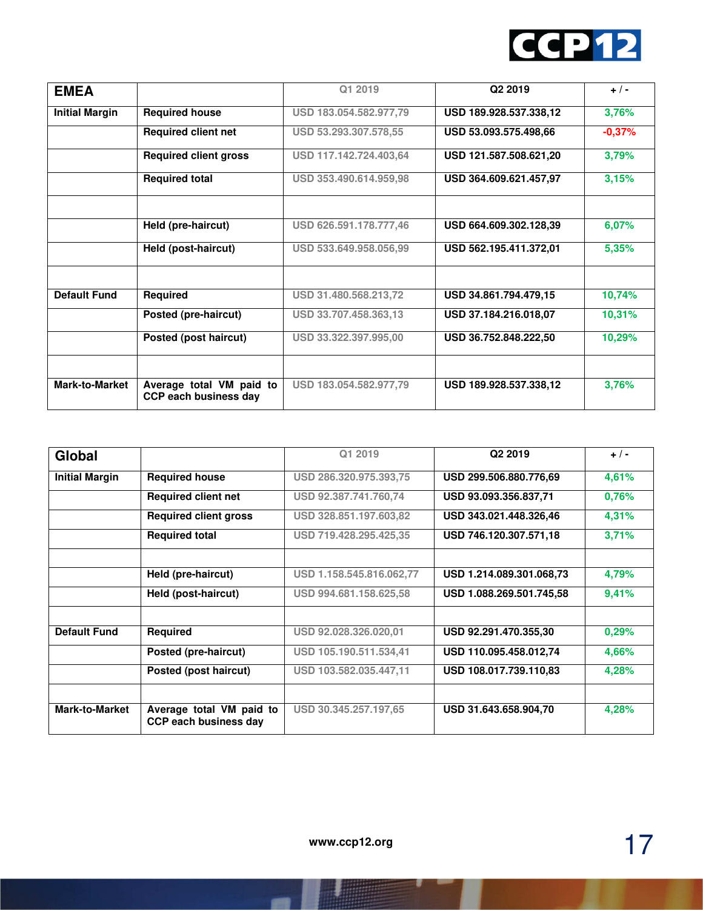| EMEA | | Q1 2019 | Q2 2019 | + / - |
|---|---|---|---|---|
| **Initial Margin** | **Required house** | USD 183.054.582.977,79 | **USD 189.928.537.338,12** | 3,76% |
| | **Required client net** | USD 53.293.307.578,55 | **USD 53.093.575.498,66** | -0,37% |
| | **Required client gross** | USD 117.142.724.403,64 | **USD 121.587.508.621,20** | 3,79% |
| | **Required total** | USD 353.490.614.959,98 | **USD 364.609.621.457,97** | 3,15% |
| | | | | |
| | **Held (pre-haircut)** | USD 626.591.178.777,46 | **USD 664.609.302.128,39** | 6,07% |
| | **Held (post-haircut)** | USD 533.649.958.056,99 | **USD 562.195.411.372,01** | 5,35% |
| | | | | |
| **Default Fund** | **Required** | USD 31.480.568.213,72 | **USD 34.861.794.479,15** | 10,74% |
| | **Posted (pre-haircut)** | USD 33.707.458.363,13 | **USD 37.184.216.018,07** | 10,31% |
| | **Posted (post haircut)** | USD 33.322.397.995,00 | **USD 36.752.848.222,50** | 10,29% |
| | | | | |
| **Mark-to-Market** | **Average total VM paid to CCP each business day** | USD 183.054.582.977,79 | **USD 189.928.537.338,12** | 3,76% |

| Global | | Q1 2019 | Q2 2019 | + / - |
|---|---|---|---|---|
| **Initial Margin** | **Required house** | USD 286.320.975.393,75 | **USD 299.506.880.776,69** | 4,61% |
| | **Required client net** | USD 92.387.741.760,74 | **USD 93.093.356.837,71** | 0,76% |
| | **Required client gross** | USD 328.851.197.603,82 | **USD 343.021.448.326,46** | 4,31% |
| | **Required total** | USD 719.428.295.425,35 | **USD 746.120.307.571,18** | 3,71% |
| | | | | |
| | **Held (pre-haircut)** | USD 1.158.545.816.062,77 | **USD 1.214.089.301.068,73** | 4,79% |
| | **Held (post-haircut)** | USD 994.681.158.625,58 | **USD 1.088.269.501.745,58** | 9,41% |
| | | | | |
| **Default Fund** | **Required** | USD 92.028.326.020,01 | **USD 92.291.470.355,30** | 0,29% |
| | **Posted (pre-haircut)** | USD 105.190.511.534,41 | **USD 110.095.458.012,74** | 4,66% |
| | **Posted (post haircut)** | USD 103.582.035.447,11 | **USD 108.017.739.110,83** | 4,28% |
| | | | | |
| **Mark-to-Market** | **Average total VM paid to CCP each business day** | USD 30.345.257.197,65 | **USD 31.643.658.904,70** | 4,28% |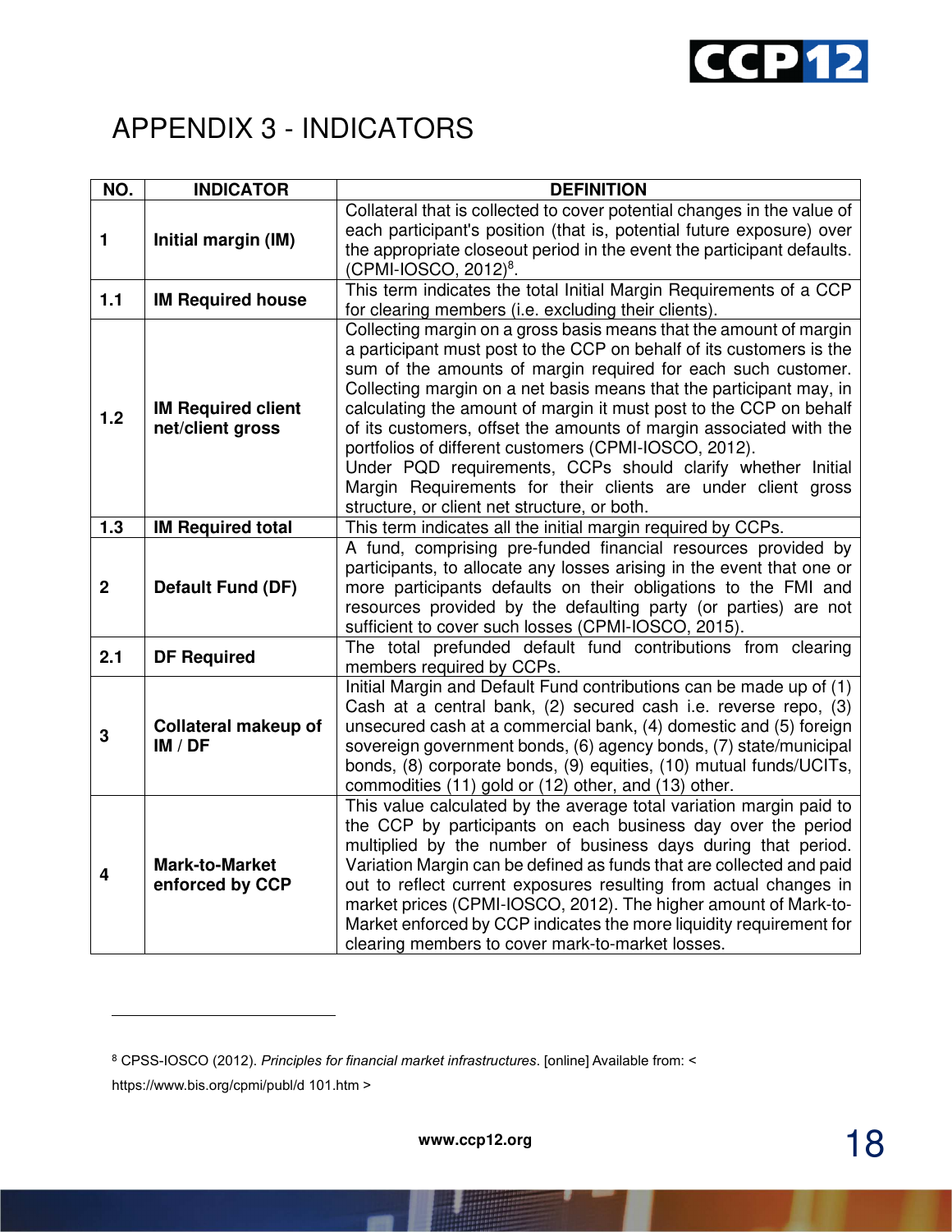# APPENDIX 3 - INDICATORS

| NO. | INDICATOR | DEFINITION |
|---|---|---|
| 1 | **Initial margin (IM)** | Collateral that is collected to cover potential changes in the value of each participant's position (that is, potential future exposure) over the appropriate closeout period in the event the participant defaults. (CPMI-IOSCO, 2012)[8]. |
| 1.1 | **IM Required house** | This term indicates the total Initial Margin Requirements of a CCP for clearing members (i.e. excluding their clients). |
| 1.2 | **IM Required client net/client gross** | Collecting margin on a gross basis means that the amount of margin a participant must post to the CCP on behalf of its customers is the sum of the amounts of margin required for each such customer. Collecting margin on a net basis means that the participant may, in calculating the amount of margin it must post to the CCP on behalf of its customers, offset the amounts of margin associated with the portfolios of different customers (CPMI-IOSCO, 2012). Under PQD requirements, CCPs should clarify whether Initial Margin Requirements for their clients are under client gross structure, or client net structure, or both. |
| 1.3 | **IM Required total** | This term indicates all the initial margin required by CCPs. |
| 2 | **Default Fund (DF)** | A fund, comprising pre-funded financial resources provided by participants, to allocate any losses arising in the event that one or more participants defaults on their obligations to the FMI and resources provided by the defaulting party (or parties) are not sufficient to cover such losses (CPMI-IOSCO, 2015). |
| 2.1 | **DF Required** | The total prefunded default fund contributions from clearing members required by CCPs. |
| 3 | **Collateral makeup of IM / DF** | Initial Margin and Default Fund contributions can be made up of (1) Cash at a central bank, (2) secured cash i.e. reverse repo, (3) unsecured cash at a commercial bank, (4) domestic and (5) foreign sovereign government bonds, (6) agency bonds, (7) state/municipal bonds, (8) corporate bonds, (9) equities, (10) mutual funds/UCITs, commodities (11) gold or (12) other, and (13) other. |
| 4 | **Mark-to-Market enforced by CCP** | This value calculated by the average total variation margin paid to the CCP by participants on each business day over the period multiplied by the number of business days during that period. Variation Margin can be defined as funds that are collected and paid out to reflect current exposures resulting from actual changes in market prices (CPMI-IOSCO, 2012). The higher amount of Mark-to-Market enforced by CCP indicates the more liquidity requirement for clearing members to cover mark-to-market losses. |

---

[8] CPSS-IOSCO (2012). *Principles for financial market infrastructures*. [online] Available from: < https://www.bis.org/cpmi/publ/d 101.htm >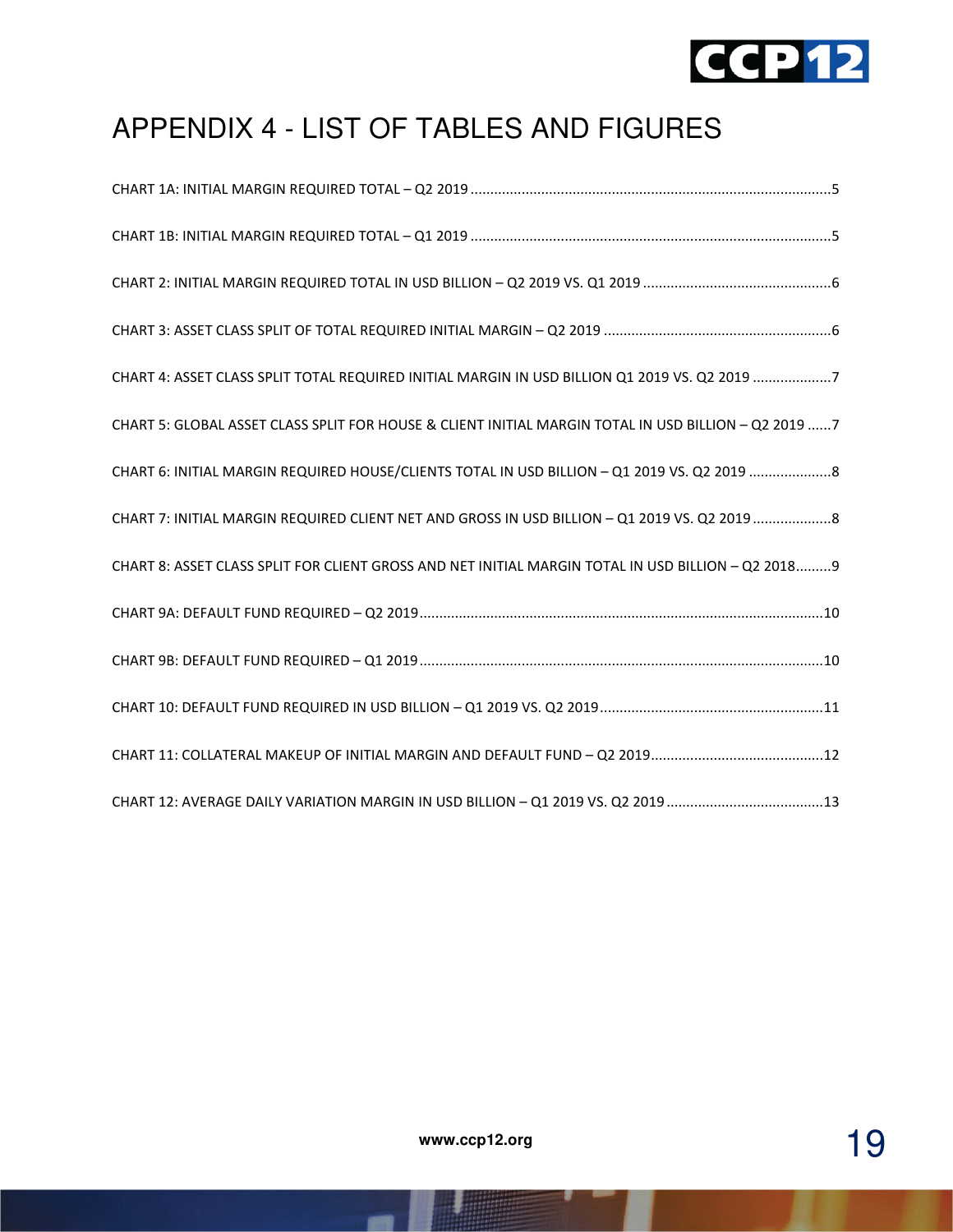# APPENDIX 4 - LIST OF TABLES AND FIGURES

CHART 1A: INITIAL MARGIN REQUIRED TOTAL – Q2 2019 ..........................................................................................5

CHART 1B: INITIAL MARGIN REQUIRED TOTAL – Q1 2019 ..........................................................................................5

CHART 2: INITIAL MARGIN REQUIRED TOTAL IN USD BILLION – Q2 2019 VS. Q1 2019 ...............................................6

CHART 3: ASSET CLASS SPLIT OF TOTAL REQUIRED INITIAL MARGIN – Q2 2019 .........................................................6

CHART 4: ASSET CLASS SPLIT TOTAL REQUIRED INITIAL MARGIN IN USD BILLION Q1 2019 VS. Q2 2019 ....................7

CHART 5: GLOBAL ASSET CLASS SPLIT FOR HOUSE & CLIENT INITIAL MARGIN TOTAL IN USD BILLION – Q2 2019 ......7

CHART 6: INITIAL MARGIN REQUIRED HOUSE/CLIENTS TOTAL IN USD BILLION – Q1 2019 VS. Q2 2019 .....................8

CHART 7: INITIAL MARGIN REQUIRED CLIENT NET AND GROSS IN USD BILLION – Q1 2019 VS. Q2 2019 ....................8

CHART 8: ASSET CLASS SPLIT FOR CLIENT GROSS AND NET INITIAL MARGIN TOTAL IN USD BILLION – Q2 2018.........9

CHART 9A: DEFAULT FUND REQUIRED – Q2 2019......................................................................................................10

CHART 9B: DEFAULT FUND REQUIRED – Q1 2019......................................................................................................10

CHART 10: DEFAULT FUND REQUIRED IN USD BILLION – Q1 2019 VS. Q2 2019.........................................................11

CHART 11: COLLATERAL MAKEUP OF INITIAL MARGIN AND DEFAULT FUND – Q2 2019............................................12

CHART 12: AVERAGE DAILY VARIATION MARGIN IN USD BILLION – Q1 2019 VS. Q2 2019 ........................................13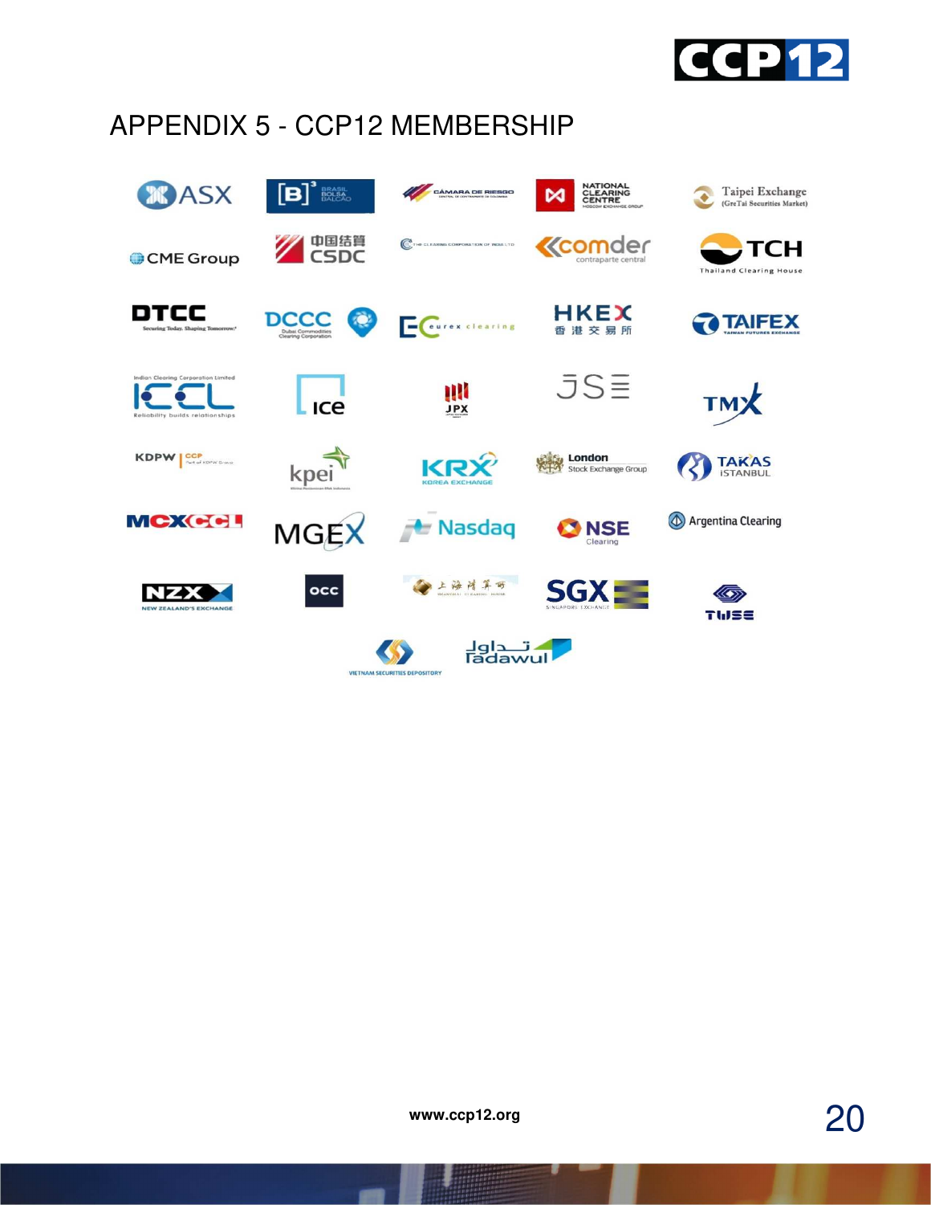# APPENDIX 5 - CCP12 MEMBERSHIP

ASX | [B]³ Brasil Bolsa Balcão | Cámara de Riesgo Central de Contraparte de Colombia | National Clearing Centre Moscow Exchange Group | Taipei Exchange (GreTai Securities Market)

CME Group | 中国结算 CSDC | The Clearing Corporation of India Ltd | comder contraparte central | TCH Thailand Clearing House

DTCC Securing Today. Shaping Tomorrow. | DCCC Dubai Commodities Clearing Corporation | eurex clearing | HKEX 香港交易所 | TAIFEX Taiwan Futures Exchange

Indian Clearing Corporation Limited ICCL Reliability builds relationships | ICE | JPX | JSE | TMX

KDPW CCP Part of KDPW Group | kpei | KRX Korea Exchange | London Stock Exchange Group | TAKAS İSTANBUL

MCXCCL | MGEX | Nasdaq | NSE Clearing | Argentina Clearing

NZX New Zealand's Exchange | OCC | 上海清算所 Shanghai Clearing House | SGX Singapore Exchange | TWSE

Vietnam Securities Depository | تداول Tadawul

www.ccp12.org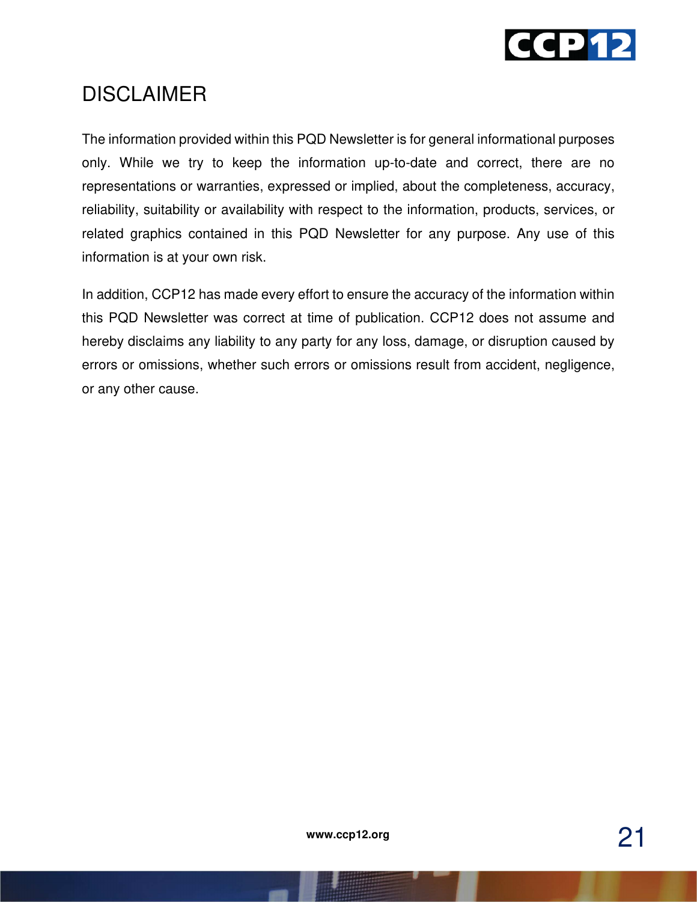# DISCLAIMER

The information provided within this PQD Newsletter is for general informational purposes only. While we try to keep the information up-to-date and correct, there are no representations or warranties, expressed or implied, about the completeness, accuracy, reliability, suitability or availability with respect to the information, products, services, or related graphics contained in this PQD Newsletter for any purpose. Any use of this information is at your own risk.

In addition, CCP12 has made every effort to ensure the accuracy of the information within this PQD Newsletter was correct at time of publication. CCP12 does not assume and hereby disclaims any liability to any party for any loss, damage, or disruption caused by errors or omissions, whether such errors or omissions result from accident, negligence, or any other cause.